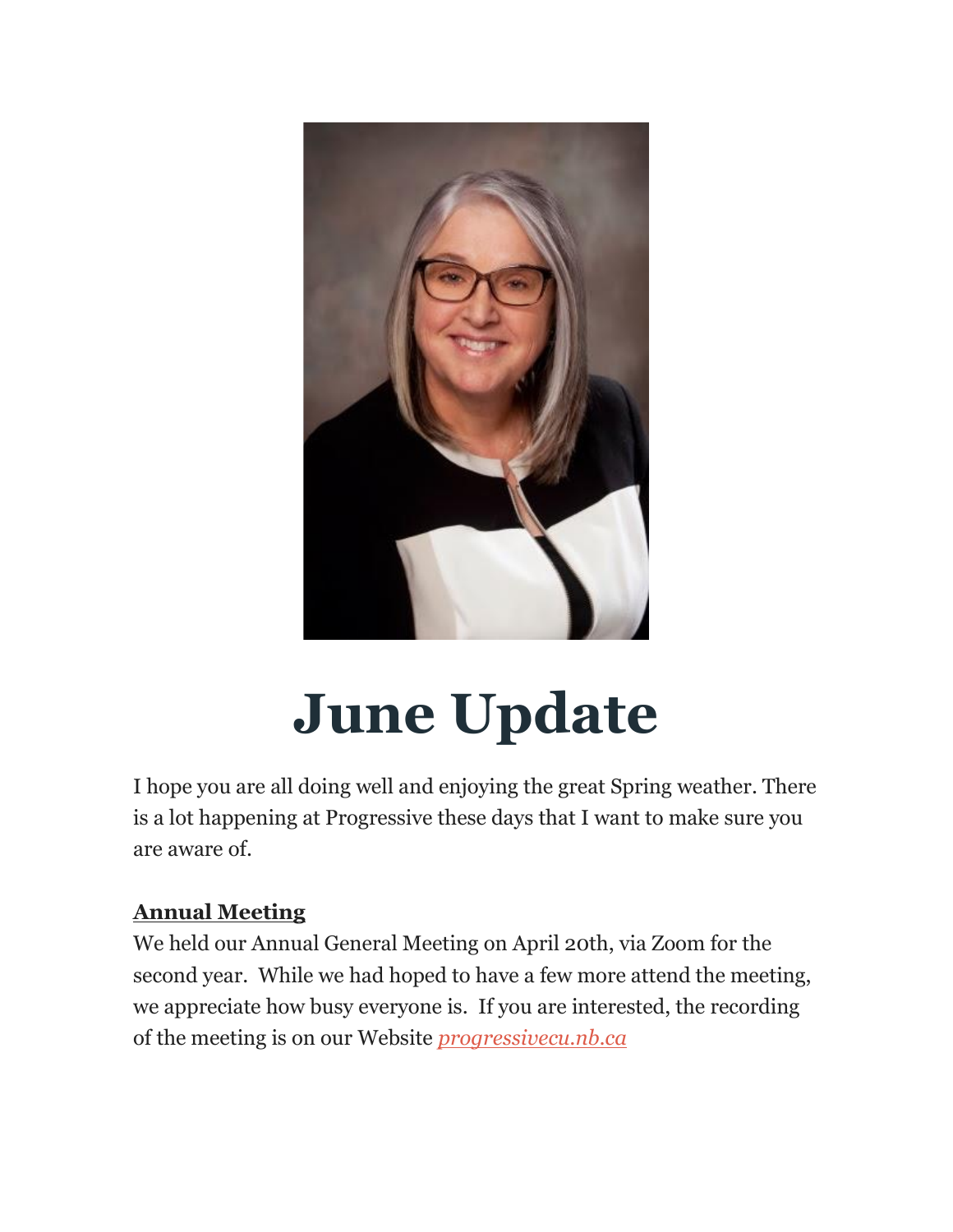# June Update

I hope you are all doing well and enjoying the great Spring weather. There is a lot happening at Progressive these days that I want to make sure you are aware of.

**Annual Meeting**

We held our Annual General Meeting on April 20th, via Zoom for the second year. While we had hoped to have a few more attend the meeting, we appreciate how busy everyone is. If you are interested, the recording of the meeting is on our Website *progressivecu.nb.ca*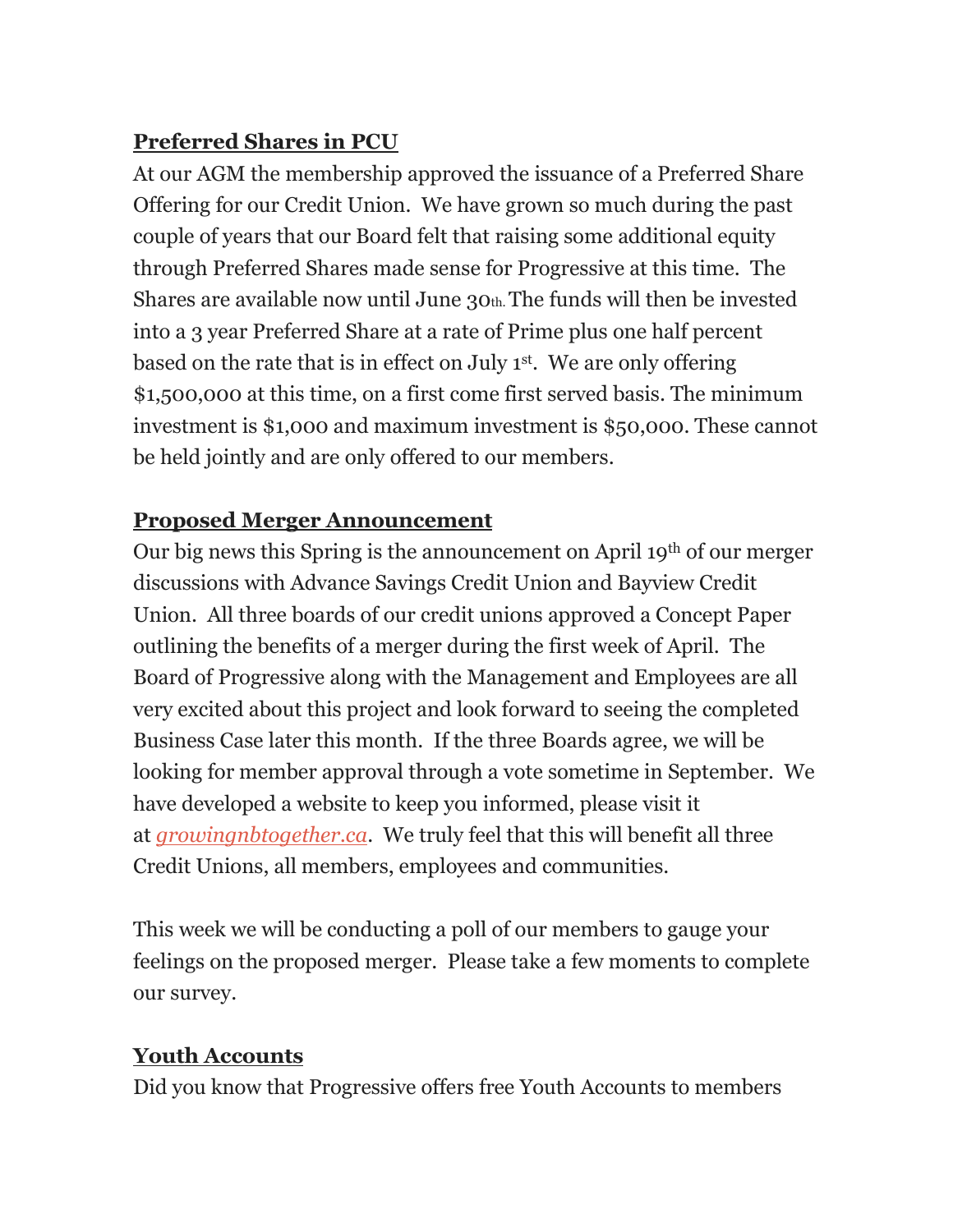**Preferred Shares in PCU**

At our AGM the membership approved the issuance of a Preferred Share Offering for our Credit Union. We have grown so much during the past couple of years that our Board felt that raising some additional equity through Preferred Shares made sense for Progressive at this time. The Shares are available now until June 30th. The funds will then be invested into a 3 year Preferred Share at a rate of Prime plus one half percent based on the rate that is in effect on July 1st. We are only offering $1,500,000 at this time, on a first come first served basis. The minimum investment is $1,000 and maximum investment is $50,000. These cannot be held jointly and are only offered to our members.

**Proposed Merger Announcement**

Our big news this Spring is the announcement on April 19th of our merger discussions with Advance Savings Credit Union and Bayview Credit Union. All three boards of our credit unions approved a Concept Paper outlining the benefits of a merger during the first week of April. The Board of Progressive along with the Management and Employees are all very excited about this project and look forward to seeing the completed Business Case later this month. If the three Boards agree, we will be looking for member approval through a vote sometime in September. We have developed a website to keep you informed, please visit it at *growingnbtogether.ca*. We truly feel that this will benefit all three Credit Unions, all members, employees and communities.

This week we will be conducting a poll of our members to gauge your feelings on the proposed merger. Please take a few moments to complete our survey.

**Youth Accounts**

Did you know that Progressive offers free Youth Accounts to members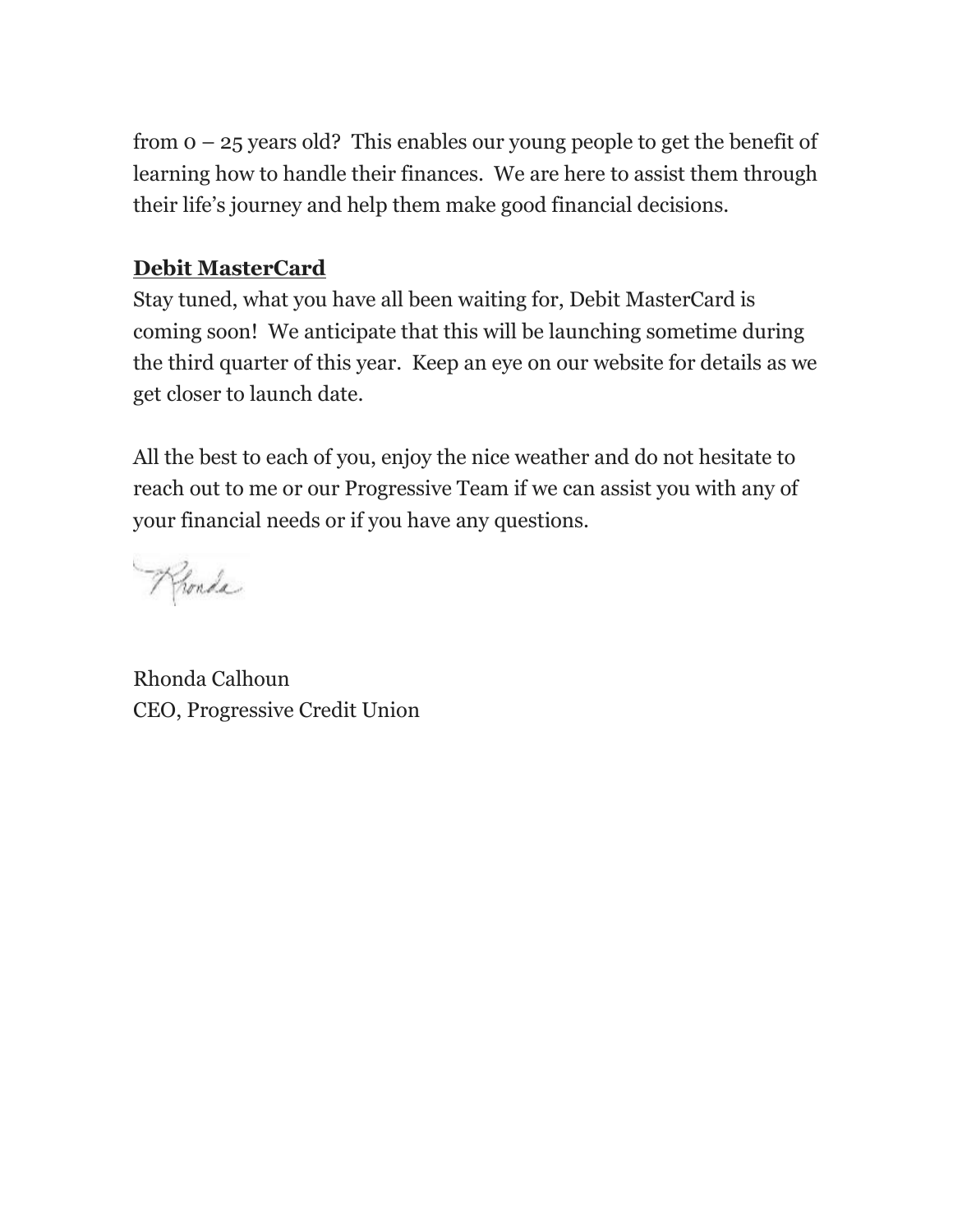from 0 – 25 years old? This enables our young people to get the benefit of learning how to handle their finances. We are here to assist them through their life's journey and help them make good financial decisions.

**Debit MasterCard**

Stay tuned, what you have all been waiting for, Debit MasterCard is coming soon! We anticipate that this will be launching sometime during the third quarter of this year. Keep an eye on our website for details as we get closer to launch date.

All the best to each of you, enjoy the nice weather and do not hesitate to reach out to me or our Progressive Team if we can assist you with any of your financial needs or if you have any questions.

Rhonda

Rhonda Calhoun
CEO, Progressive Credit Union